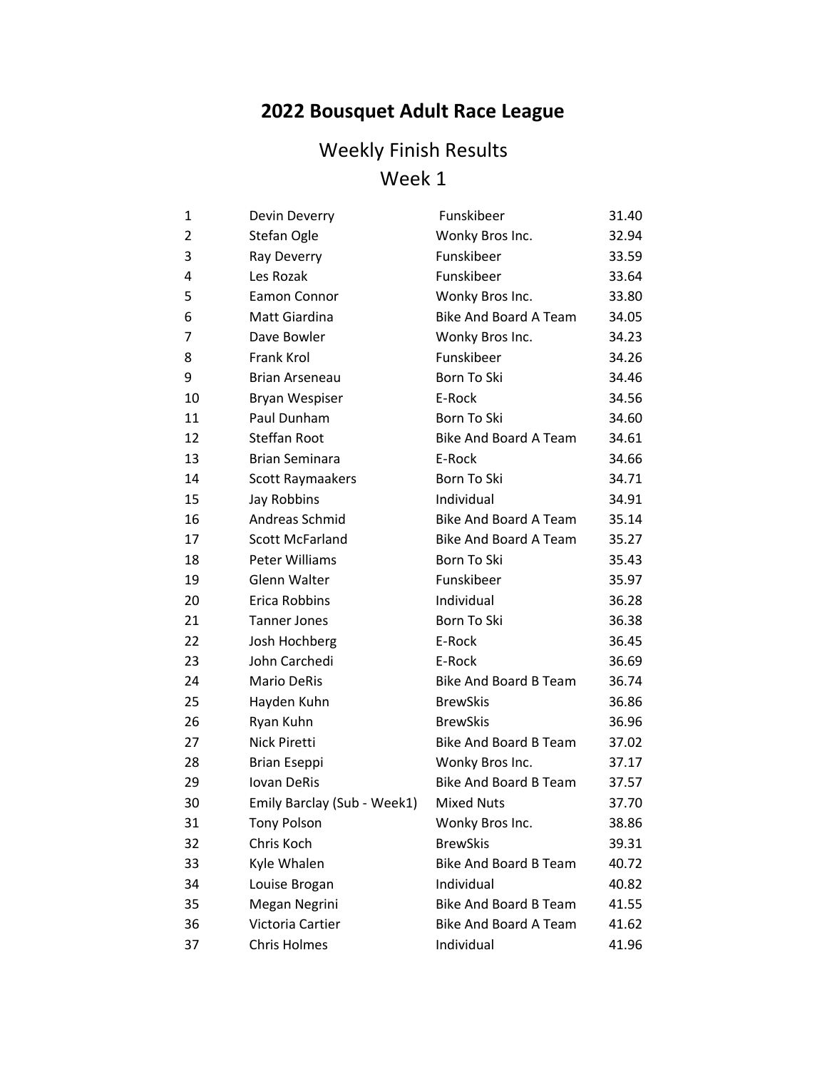# 2022 Bousquet Adult Race League

## Weekly Finish Results

## Week 1

| | | | |
|---|---|---|---|
| 1 | Devin Deverry | Funskibeer | 31.40 |
| 2 | Stefan Ogle | Wonky Bros Inc. | 32.94 |
| 3 | Ray Deverry | Funskibeer | 33.59 |
| 4 | Les Rozak | Funskibeer | 33.64 |
| 5 | Eamon Connor | Wonky Bros Inc. | 33.80 |
| 6 | Matt Giardina | Bike And Board A Team | 34.05 |
| 7 | Dave Bowler | Wonky Bros Inc. | 34.23 |
| 8 | Frank Krol | Funskibeer | 34.26 |
| 9 | Brian Arseneau | Born To Ski | 34.46 |
| 10 | Bryan Wespiser | E-Rock | 34.56 |
| 11 | Paul Dunham | Born To Ski | 34.60 |
| 12 | Steffan Root | Bike And Board A Team | 34.61 |
| 13 | Brian Seminara | E-Rock | 34.66 |
| 14 | Scott Raymaakers | Born To Ski | 34.71 |
| 15 | Jay Robbins | Individual | 34.91 |
| 16 | Andreas Schmid | Bike And Board A Team | 35.14 |
| 17 | Scott McFarland | Bike And Board A Team | 35.27 |
| 18 | Peter Williams | Born To Ski | 35.43 |
| 19 | Glenn Walter | Funskibeer | 35.97 |
| 20 | Erica Robbins | Individual | 36.28 |
| 21 | Tanner Jones | Born To Ski | 36.38 |
| 22 | Josh Hochberg | E-Rock | 36.45 |
| 23 | John Carchedi | E-Rock | 36.69 |
| 24 | Mario DeRis | Bike And Board B Team | 36.74 |
| 25 | Hayden Kuhn | BrewSkis | 36.86 |
| 26 | Ryan Kuhn | BrewSkis | 36.96 |
| 27 | Nick Piretti | Bike And Board B Team | 37.02 |
| 28 | Brian Eseppi | Wonky Bros Inc. | 37.17 |
| 29 | Iovan DeRis | Bike And Board B Team | 37.57 |
| 30 | Emily Barclay (Sub - Week1) | Mixed Nuts | 37.70 |
| 31 | Tony Polson | Wonky Bros Inc. | 38.86 |
| 32 | Chris Koch | BrewSkis | 39.31 |
| 33 | Kyle Whalen | Bike And Board B Team | 40.72 |
| 34 | Louise Brogan | Individual | 40.82 |
| 35 | Megan Negrini | Bike And Board B Team | 41.55 |
| 36 | Victoria Cartier | Bike And Board A Team | 41.62 |
| 37 | Chris Holmes | Individual | 41.96 |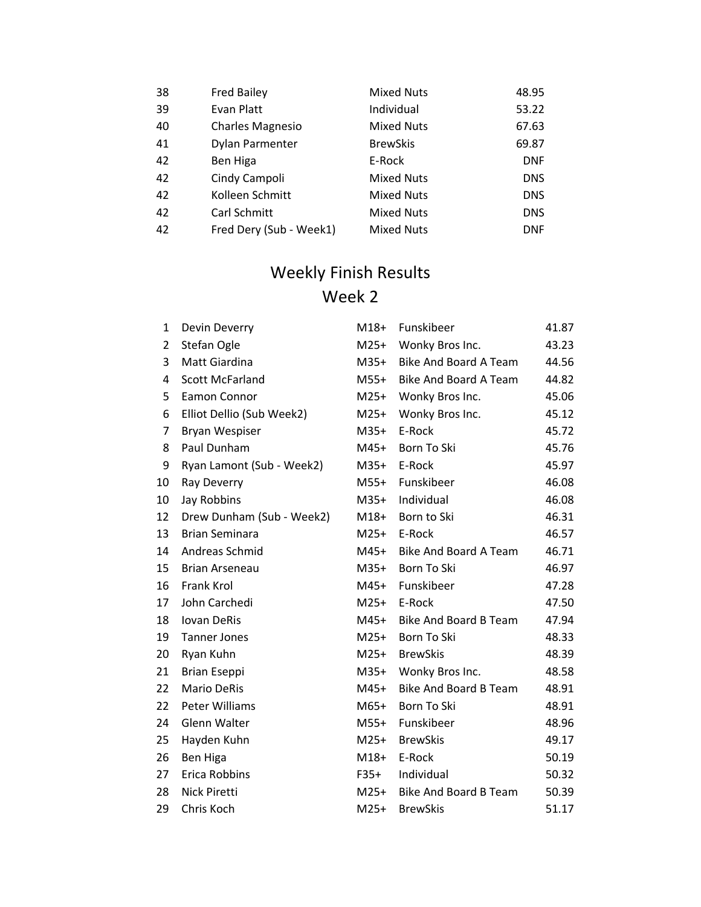| | | | |
|---|---|---|---|
| 38 | Fred Bailey | Mixed Nuts | 48.95 |
| 39 | Evan Platt | Individual | 53.22 |
| 40 | Charles Magnesio | Mixed Nuts | 67.63 |
| 41 | Dylan Parmenter | BrewSkis | 69.87 |
| 42 | Ben Higa | E-Rock | DNF |
| 42 | Cindy Campoli | Mixed Nuts | DNS |
| 42 | Kolleen Schmitt | Mixed Nuts | DNS |
| 42 | Carl Schmitt | Mixed Nuts | DNS |
| 42 | Fred Dery (Sub - Week1) | Mixed Nuts | DNF |

# Weekly Finish Results

## Week 2

| | | | | |
|---|---|---|---|---|
| 1 | Devin Deverry | M18+ | Funskibeer | 41.87 |
| 2 | Stefan Ogle | M25+ | Wonky Bros Inc. | 43.23 |
| 3 | Matt Giardina | M35+ | Bike And Board A Team | 44.56 |
| 4 | Scott McFarland | M55+ | Bike And Board A Team | 44.82 |
| 5 | Eamon Connor | M25+ | Wonky Bros Inc. | 45.06 |
| 6 | Elliot Dellio (Sub Week2) | M25+ | Wonky Bros Inc. | 45.12 |
| 7 | Bryan Wespiser | M35+ | E-Rock | 45.72 |
| 8 | Paul Dunham | M45+ | Born To Ski | 45.76 |
| 9 | Ryan Lamont (Sub - Week2) | M35+ | E-Rock | 45.97 |
| 10 | Ray Deverry | M55+ | Funskibeer | 46.08 |
| 10 | Jay Robbins | M35+ | Individual | 46.08 |
| 12 | Drew Dunham (Sub - Week2) | M18+ | Born to Ski | 46.31 |
| 13 | Brian Seminara | M25+ | E-Rock | 46.57 |
| 14 | Andreas Schmid | M45+ | Bike And Board A Team | 46.71 |
| 15 | Brian Arseneau | M35+ | Born To Ski | 46.97 |
| 16 | Frank Krol | M45+ | Funskibeer | 47.28 |
| 17 | John Carchedi | M25+ | E-Rock | 47.50 |
| 18 | Iovan DeRis | M45+ | Bike And Board B Team | 47.94 |
| 19 | Tanner Jones | M25+ | Born To Ski | 48.33 |
| 20 | Ryan Kuhn | M25+ | BrewSkis | 48.39 |
| 21 | Brian Eseppi | M35+ | Wonky Bros Inc. | 48.58 |
| 22 | Mario DeRis | M45+ | Bike And Board B Team | 48.91 |
| 22 | Peter Williams | M65+ | Born To Ski | 48.91 |
| 24 | Glenn Walter | M55+ | Funskibeer | 48.96 |
| 25 | Hayden Kuhn | M25+ | BrewSkis | 49.17 |
| 26 | Ben Higa | M18+ | E-Rock | 50.19 |
| 27 | Erica Robbins | F35+ | Individual | 50.32 |
| 28 | Nick Piretti | M25+ | Bike And Board B Team | 50.39 |
| 29 | Chris Koch | M25+ | BrewSkis | 51.17 |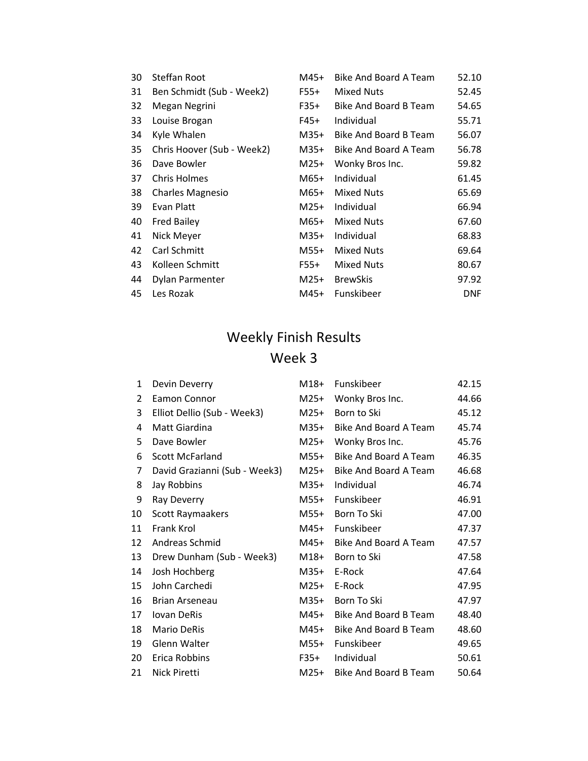| | | | | |
|---|---|---|---|---|
| 30 | Steffan Root | M45+ | Bike And Board A Team | 52.10 |
| 31 | Ben Schmidt (Sub - Week2) | F55+ | Mixed Nuts | 52.45 |
| 32 | Megan Negrini | F35+ | Bike And Board B Team | 54.65 |
| 33 | Louise Brogan | F45+ | Individual | 55.71 |
| 34 | Kyle Whalen | M35+ | Bike And Board B Team | 56.07 |
| 35 | Chris Hoover (Sub - Week2) | M35+ | Bike And Board A Team | 56.78 |
| 36 | Dave Bowler | M25+ | Wonky Bros Inc. | 59.82 |
| 37 | Chris Holmes | M65+ | Individual | 61.45 |
| 38 | Charles Magnesio | M65+ | Mixed Nuts | 65.69 |
| 39 | Evan Platt | M25+ | Individual | 66.94 |
| 40 | Fred Bailey | M65+ | Mixed Nuts | 67.60 |
| 41 | Nick Meyer | M35+ | Individual | 68.83 |
| 42 | Carl Schmitt | M55+ | Mixed Nuts | 69.64 |
| 43 | Kolleen Schmitt | F55+ | Mixed Nuts | 80.67 |
| 44 | Dylan Parmenter | M25+ | BrewSkis | 97.92 |
| 45 | Les Rozak | M45+ | Funskibeer | DNF |

# Weekly Finish Results
## Week 3

| | | | | |
|---|---|---|---|---|
| 1 | Devin Deverry | M18+ | Funskibeer | 42.15 |
| 2 | Eamon Connor | M25+ | Wonky Bros Inc. | 44.66 |
| 3 | Elliot Dellio (Sub - Week3) | M25+ | Born to Ski | 45.12 |
| 4 | Matt Giardina | M35+ | Bike And Board A Team | 45.74 |
| 5 | Dave Bowler | M25+ | Wonky Bros Inc. | 45.76 |
| 6 | Scott McFarland | M55+ | Bike And Board A Team | 46.35 |
| 7 | David Grazianni (Sub - Week3) | M25+ | Bike And Board A Team | 46.68 |
| 8 | Jay Robbins | M35+ | Individual | 46.74 |
| 9 | Ray Deverry | M55+ | Funskibeer | 46.91 |
| 10 | Scott Raymaakers | M55+ | Born To Ski | 47.00 |
| 11 | Frank Krol | M45+ | Funskibeer | 47.37 |
| 12 | Andreas Schmid | M45+ | Bike And Board A Team | 47.57 |
| 13 | Drew Dunham (Sub - Week3) | M18+ | Born to Ski | 47.58 |
| 14 | Josh Hochberg | M35+ | E-Rock | 47.64 |
| 15 | John Carchedi | M25+ | E-Rock | 47.95 |
| 16 | Brian Arseneau | M35+ | Born To Ski | 47.97 |
| 17 | Iovan DeRis | M45+ | Bike And Board B Team | 48.40 |
| 18 | Mario DeRis | M45+ | Bike And Board B Team | 48.60 |
| 19 | Glenn Walter | M55+ | Funskibeer | 49.65 |
| 20 | Erica Robbins | F35+ | Individual | 50.61 |
| 21 | Nick Piretti | M25+ | Bike And Board B Team | 50.64 |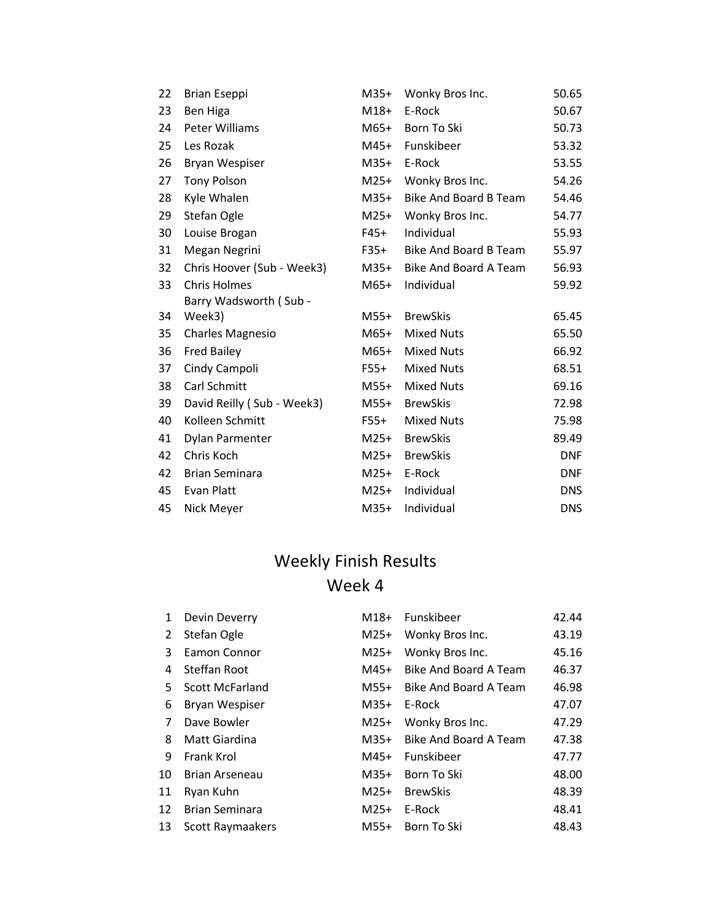| | | | | |
|---|---|---|---|---|
| 22 | Brian Eseppi | M35+ | Wonky Bros Inc. | 50.65 |
| 23 | Ben Higa | M18+ | E-Rock | 50.67 |
| 24 | Peter Williams | M65+ | Born To Ski | 50.73 |
| 25 | Les Rozak | M45+ | Funskibeer | 53.32 |
| 26 | Bryan Wespiser | M35+ | E-Rock | 53.55 |
| 27 | Tony Polson | M25+ | Wonky Bros Inc. | 54.26 |
| 28 | Kyle Whalen | M35+ | Bike And Board B Team | 54.46 |
| 29 | Stefan Ogle | M25+ | Wonky Bros Inc. | 54.77 |
| 30 | Louise Brogan | F45+ | Individual | 55.93 |
| 31 | Megan Negrini | F35+ | Bike And Board B Team | 55.97 |
| 32 | Chris Hoover (Sub - Week3) | M35+ | Bike And Board A Team | 56.93 |
| 33 | Chris Holmes | M65+ | Individual | 59.92 |
| 34 | Barry Wadsworth ( Sub - Week3) | M55+ | BrewSkis | 65.45 |
| 35 | Charles Magnesio | M65+ | Mixed Nuts | 65.50 |
| 36 | Fred Bailey | M65+ | Mixed Nuts | 66.92 |
| 37 | Cindy Campoli | F55+ | Mixed Nuts | 68.51 |
| 38 | Carl Schmitt | M55+ | Mixed Nuts | 69.16 |
| 39 | David Reilly ( Sub - Week3) | M55+ | BrewSkis | 72.98 |
| 40 | Kolleen Schmitt | F55+ | Mixed Nuts | 75.98 |
| 41 | Dylan Parmenter | M25+ | BrewSkis | 89.49 |
| 42 | Chris Koch | M25+ | BrewSkis | DNF |
| 42 | Brian Seminara | M25+ | E-Rock | DNF |
| 45 | Evan Platt | M25+ | Individual | DNS |
| 45 | Nick Meyer | M35+ | Individual | DNS |

## Weekly Finish Results
## Week 4

| | | | | |
|---|---|---|---|---|
| 1 | Devin Deverry | M18+ | Funskibeer | 42.44 |
| 2 | Stefan Ogle | M25+ | Wonky Bros Inc. | 43.19 |
| 3 | Eamon Connor | M25+ | Wonky Bros Inc. | 45.16 |
| 4 | Steffan Root | M45+ | Bike And Board A Team | 46.37 |
| 5 | Scott McFarland | M55+ | Bike And Board A Team | 46.98 |
| 6 | Bryan Wespiser | M35+ | E-Rock | 47.07 |
| 7 | Dave Bowler | M25+ | Wonky Bros Inc. | 47.29 |
| 8 | Matt Giardina | M35+ | Bike And Board A Team | 47.38 |
| 9 | Frank Krol | M45+ | Funskibeer | 47.77 |
| 10 | Brian Arseneau | M35+ | Born To Ski | 48.00 |
| 11 | Ryan Kuhn | M25+ | BrewSkis | 48.39 |
| 12 | Brian Seminara | M25+ | E-Rock | 48.41 |
| 13 | Scott Raymaakers | M55+ | Born To Ski | 48.43 |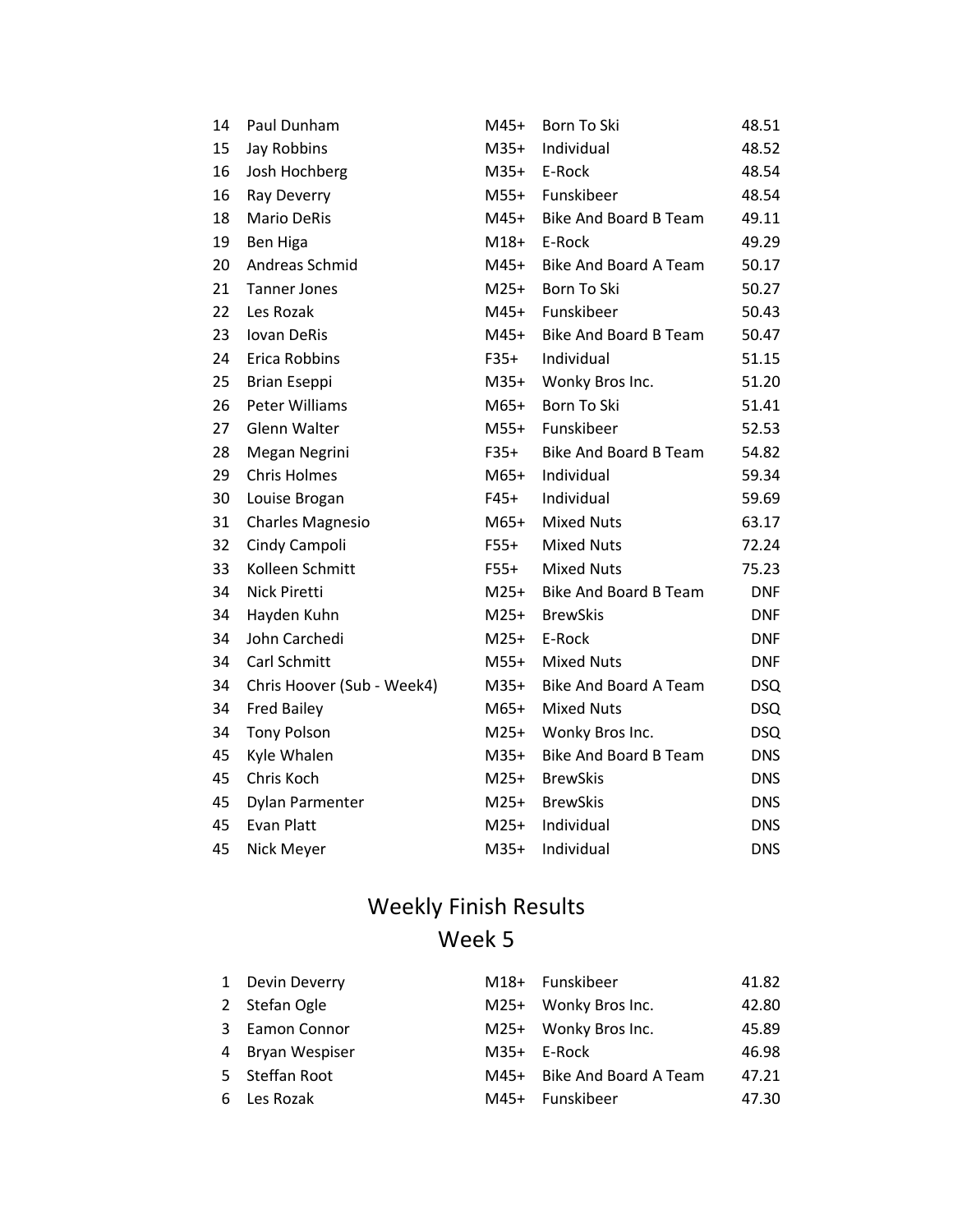| | | | | |
|---|---|---|---|---|
| 14 | Paul Dunham | M45+ | Born To Ski | 48.51 |
| 15 | Jay Robbins | M35+ | Individual | 48.52 |
| 16 | Josh Hochberg | M35+ | E-Rock | 48.54 |
| 16 | Ray Deverry | M55+ | Funskibeer | 48.54 |
| 18 | Mario DeRis | M45+ | Bike And Board B Team | 49.11 |
| 19 | Ben Higa | M18+ | E-Rock | 49.29 |
| 20 | Andreas Schmid | M45+ | Bike And Board A Team | 50.17 |
| 21 | Tanner Jones | M25+ | Born To Ski | 50.27 |
| 22 | Les Rozak | M45+ | Funskibeer | 50.43 |
| 23 | Iovan DeRis | M45+ | Bike And Board B Team | 50.47 |
| 24 | Erica Robbins | F35+ | Individual | 51.15 |
| 25 | Brian Eseppi | M35+ | Wonky Bros Inc. | 51.20 |
| 26 | Peter Williams | M65+ | Born To Ski | 51.41 |
| 27 | Glenn Walter | M55+ | Funskibeer | 52.53 |
| 28 | Megan Negrini | F35+ | Bike And Board B Team | 54.82 |
| 29 | Chris Holmes | M65+ | Individual | 59.34 |
| 30 | Louise Brogan | F45+ | Individual | 59.69 |
| 31 | Charles Magnesio | M65+ | Mixed Nuts | 63.17 |
| 32 | Cindy Campoli | F55+ | Mixed Nuts | 72.24 |
| 33 | Kolleen Schmitt | F55+ | Mixed Nuts | 75.23 |
| 34 | Nick Piretti | M25+ | Bike And Board B Team | DNF |
| 34 | Hayden Kuhn | M25+ | BrewSkis | DNF |
| 34 | John Carchedi | M25+ | E-Rock | DNF |
| 34 | Carl Schmitt | M55+ | Mixed Nuts | DNF |
| 34 | Chris Hoover (Sub - Week4) | M35+ | Bike And Board A Team | DSQ |
| 34 | Fred Bailey | M65+ | Mixed Nuts | DSQ |
| 34 | Tony Polson | M25+ | Wonky Bros Inc. | DSQ |
| 45 | Kyle Whalen | M35+ | Bike And Board B Team | DNS |
| 45 | Chris Koch | M25+ | BrewSkis | DNS |
| 45 | Dylan Parmenter | M25+ | BrewSkis | DNS |
| 45 | Evan Platt | M25+ | Individual | DNS |
| 45 | Nick Meyer | M35+ | Individual | DNS |

# Weekly Finish Results

## Week 5

| | | | | |
|---|---|---|---|---|
| 1 | Devin Deverry | M18+ | Funskibeer | 41.82 |
| 2 | Stefan Ogle | M25+ | Wonky Bros Inc. | 42.80 |
| 3 | Eamon Connor | M25+ | Wonky Bros Inc. | 45.89 |
| 4 | Bryan Wespiser | M35+ | E-Rock | 46.98 |
| 5 | Steffan Root | M45+ | Bike And Board A Team | 47.21 |
| 6 | Les Rozak | M45+ | Funskibeer | 47.30 |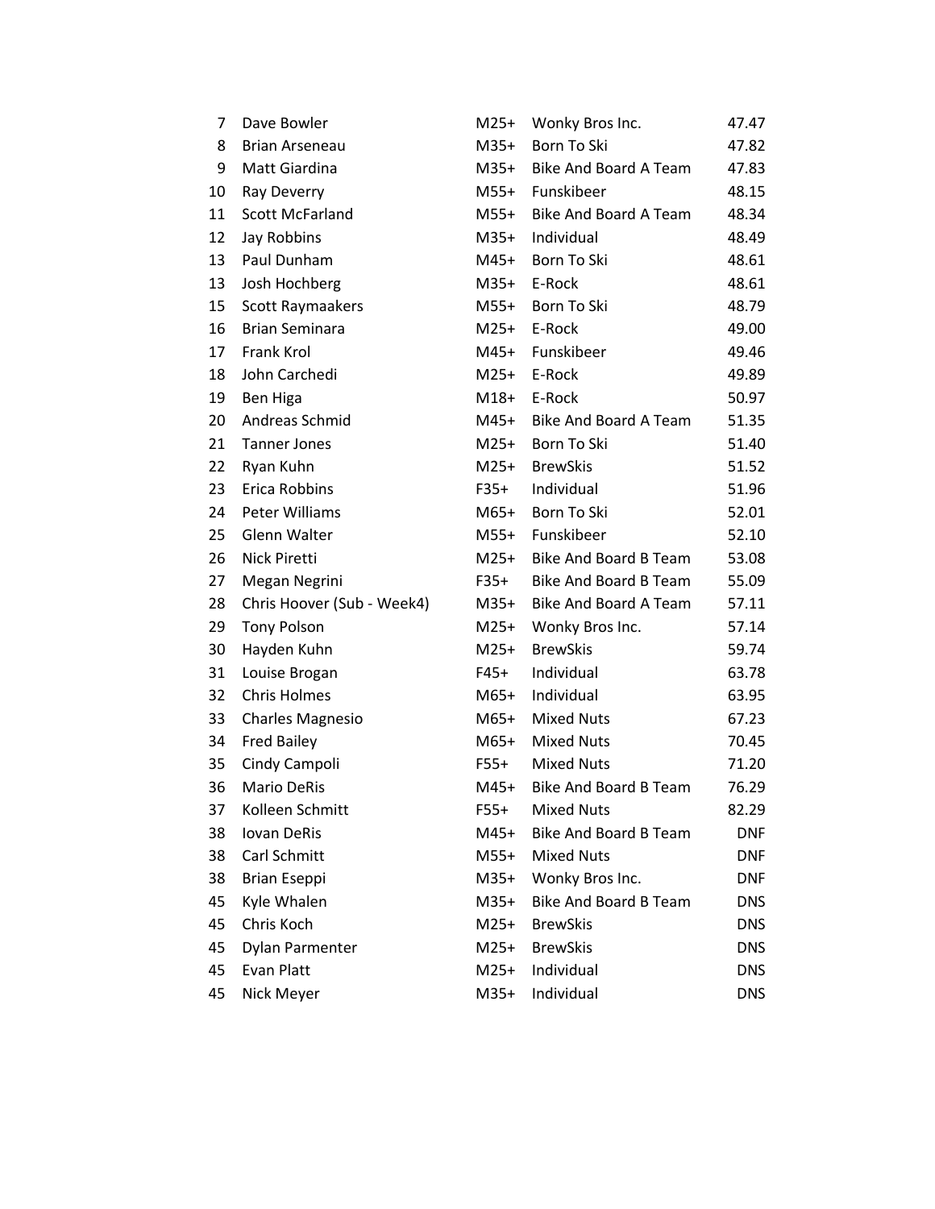| | | | | |
|---|---|---|---|---|
| 7 | Dave Bowler | M25+ | Wonky Bros Inc. | 47.47 |
| 8 | Brian Arseneau | M35+ | Born To Ski | 47.82 |
| 9 | Matt Giardina | M35+ | Bike And Board A Team | 47.83 |
| 10 | Ray Deverry | M55+ | Funskibeer | 48.15 |
| 11 | Scott McFarland | M55+ | Bike And Board A Team | 48.34 |
| 12 | Jay Robbins | M35+ | Individual | 48.49 |
| 13 | Paul Dunham | M45+ | Born To Ski | 48.61 |
| 13 | Josh Hochberg | M35+ | E-Rock | 48.61 |
| 15 | Scott Raymaakers | M55+ | Born To Ski | 48.79 |
| 16 | Brian Seminara | M25+ | E-Rock | 49.00 |
| 17 | Frank Krol | M45+ | Funskibeer | 49.46 |
| 18 | John Carchedi | M25+ | E-Rock | 49.89 |
| 19 | Ben Higa | M18+ | E-Rock | 50.97 |
| 20 | Andreas Schmid | M45+ | Bike And Board A Team | 51.35 |
| 21 | Tanner Jones | M25+ | Born To Ski | 51.40 |
| 22 | Ryan Kuhn | M25+ | BrewSkis | 51.52 |
| 23 | Erica Robbins | F35+ | Individual | 51.96 |
| 24 | Peter Williams | M65+ | Born To Ski | 52.01 |
| 25 | Glenn Walter | M55+ | Funskibeer | 52.10 |
| 26 | Nick Piretti | M25+ | Bike And Board B Team | 53.08 |
| 27 | Megan Negrini | F35+ | Bike And Board B Team | 55.09 |
| 28 | Chris Hoover (Sub - Week4) | M35+ | Bike And Board A Team | 57.11 |
| 29 | Tony Polson | M25+ | Wonky Bros Inc. | 57.14 |
| 30 | Hayden Kuhn | M25+ | BrewSkis | 59.74 |
| 31 | Louise Brogan | F45+ | Individual | 63.78 |
| 32 | Chris Holmes | M65+ | Individual | 63.95 |
| 33 | Charles Magnesio | M65+ | Mixed Nuts | 67.23 |
| 34 | Fred Bailey | M65+ | Mixed Nuts | 70.45 |
| 35 | Cindy Campoli | F55+ | Mixed Nuts | 71.20 |
| 36 | Mario DeRis | M45+ | Bike And Board B Team | 76.29 |
| 37 | Kolleen Schmitt | F55+ | Mixed Nuts | 82.29 |
| 38 | Iovan DeRis | M45+ | Bike And Board B Team | DNF |
| 38 | Carl Schmitt | M55+ | Mixed Nuts | DNF |
| 38 | Brian Eseppi | M35+ | Wonky Bros Inc. | DNF |
| 45 | Kyle Whalen | M35+ | Bike And Board B Team | DNS |
| 45 | Chris Koch | M25+ | BrewSkis | DNS |
| 45 | Dylan Parmenter | M25+ | BrewSkis | DNS |
| 45 | Evan Platt | M25+ | Individual | DNS |
| 45 | Nick Meyer | M35+ | Individual | DNS |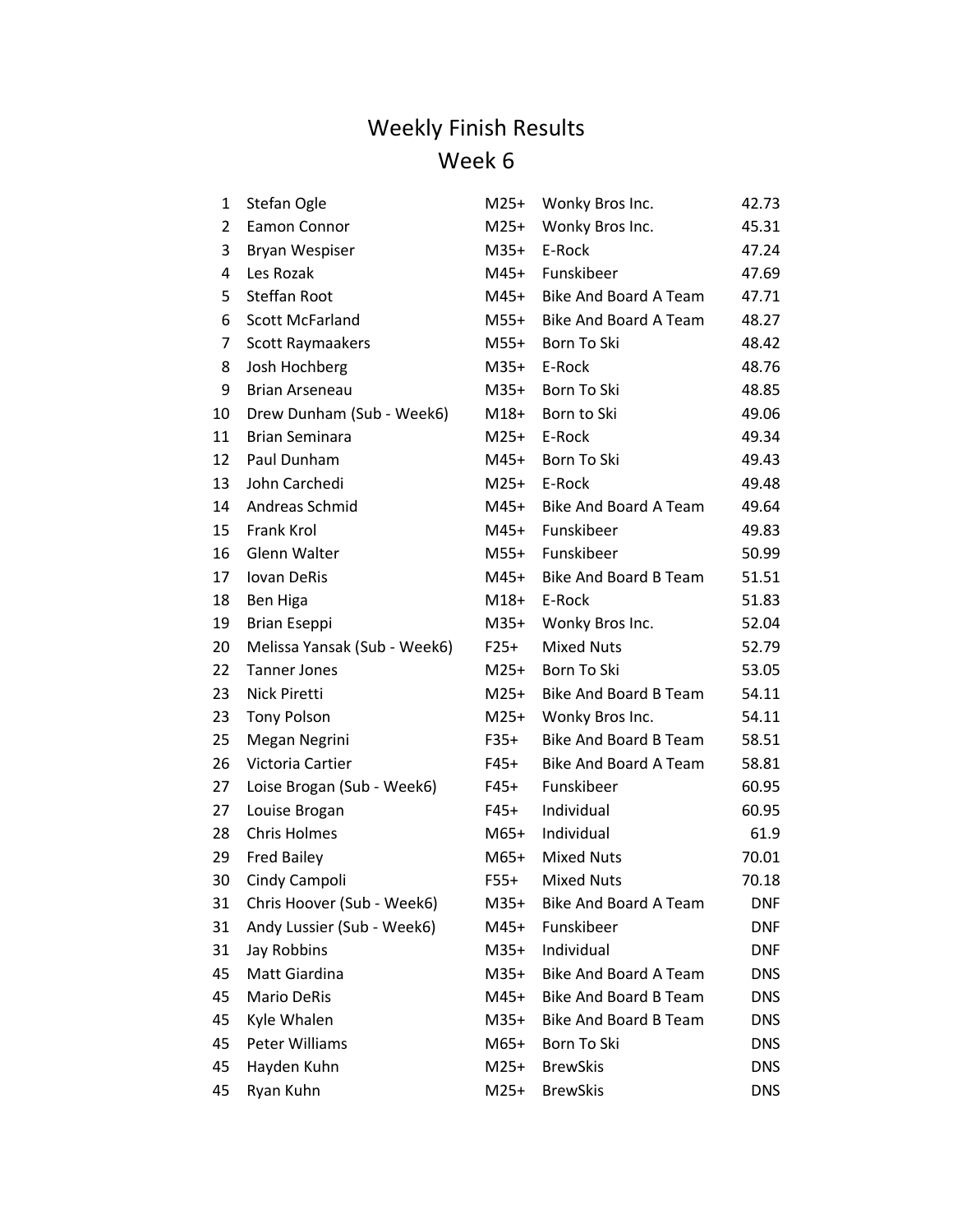# Weekly Finish Results

## Week 6

| | | | | |
|---|---|---|---|---|
| 1 | Stefan Ogle | M25+ | Wonky Bros Inc. | 42.73 |
| 2 | Eamon Connor | M25+ | Wonky Bros Inc. | 45.31 |
| 3 | Bryan Wespiser | M35+ | E-Rock | 47.24 |
| 4 | Les Rozak | M45+ | Funskibeer | 47.69 |
| 5 | Steffan Root | M45+ | Bike And Board A Team | 47.71 |
| 6 | Scott McFarland | M55+ | Bike And Board A Team | 48.27 |
| 7 | Scott Raymaakers | M55+ | Born To Ski | 48.42 |
| 8 | Josh Hochberg | M35+ | E-Rock | 48.76 |
| 9 | Brian Arseneau | M35+ | Born To Ski | 48.85 |
| 10 | Drew Dunham (Sub - Week6) | M18+ | Born to Ski | 49.06 |
| 11 | Brian Seminara | M25+ | E-Rock | 49.34 |
| 12 | Paul Dunham | M45+ | Born To Ski | 49.43 |
| 13 | John Carchedi | M25+ | E-Rock | 49.48 |
| 14 | Andreas Schmid | M45+ | Bike And Board A Team | 49.64 |
| 15 | Frank Krol | M45+ | Funskibeer | 49.83 |
| 16 | Glenn Walter | M55+ | Funskibeer | 50.99 |
| 17 | Iovan DeRis | M45+ | Bike And Board B Team | 51.51 |
| 18 | Ben Higa | M18+ | E-Rock | 51.83 |
| 19 | Brian Eseppi | M35+ | Wonky Bros Inc. | 52.04 |
| 20 | Melissa Yansak (Sub - Week6) | F25+ | Mixed Nuts | 52.79 |
| 22 | Tanner Jones | M25+ | Born To Ski | 53.05 |
| 23 | Nick Piretti | M25+ | Bike And Board B Team | 54.11 |
| 23 | Tony Polson | M25+ | Wonky Bros Inc. | 54.11 |
| 25 | Megan Negrini | F35+ | Bike And Board B Team | 58.51 |
| 26 | Victoria Cartier | F45+ | Bike And Board A Team | 58.81 |
| 27 | Loise Brogan (Sub - Week6) | F45+ | Funskibeer | 60.95 |
| 27 | Louise Brogan | F45+ | Individual | 60.95 |
| 28 | Chris Holmes | M65+ | Individual | 61.9 |
| 29 | Fred Bailey | M65+ | Mixed Nuts | 70.01 |
| 30 | Cindy Campoli | F55+ | Mixed Nuts | 70.18 |
| 31 | Chris Hoover (Sub - Week6) | M35+ | Bike And Board A Team | DNF |
| 31 | Andy Lussier (Sub - Week6) | M45+ | Funskibeer | DNF |
| 31 | Jay Robbins | M35+ | Individual | DNF |
| 45 | Matt Giardina | M35+ | Bike And Board A Team | DNS |
| 45 | Mario DeRis | M45+ | Bike And Board B Team | DNS |
| 45 | Kyle Whalen | M35+ | Bike And Board B Team | DNS |
| 45 | Peter Williams | M65+ | Born To Ski | DNS |
| 45 | Hayden Kuhn | M25+ | BrewSkis | DNS |
| 45 | Ryan Kuhn | M25+ | BrewSkis | DNS |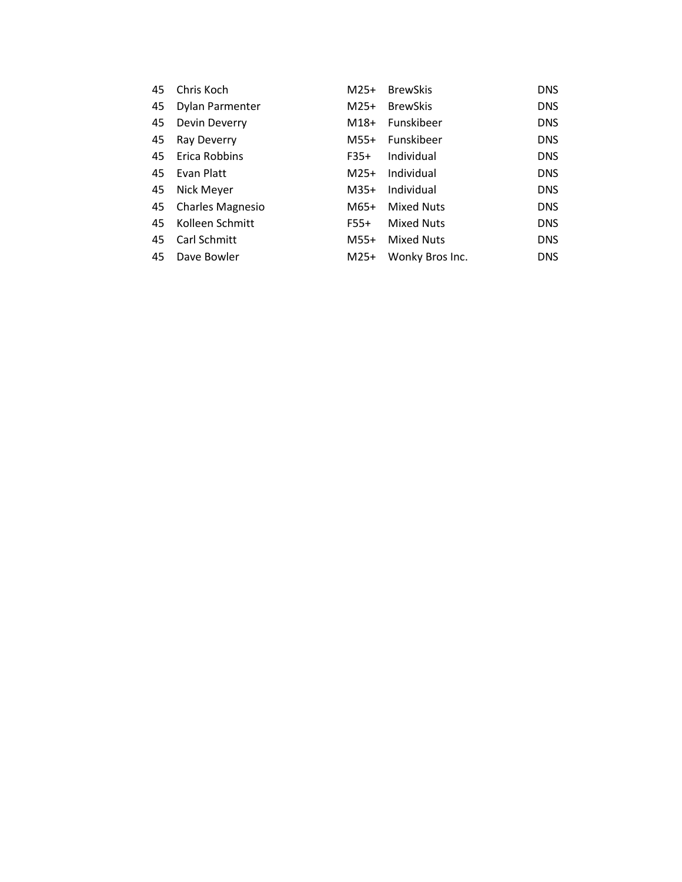| | | | | |
|---|---|---|---|---|
| 45 | Chris Koch | M25+ | BrewSkis | DNS |
| 45 | Dylan Parmenter | M25+ | BrewSkis | DNS |
| 45 | Devin Deverry | M18+ | Funskibeer | DNS |
| 45 | Ray Deverry | M55+ | Funskibeer | DNS |
| 45 | Erica Robbins | F35+ | Individual | DNS |
| 45 | Evan Platt | M25+ | Individual | DNS |
| 45 | Nick Meyer | M35+ | Individual | DNS |
| 45 | Charles Magnesio | M65+ | Mixed Nuts | DNS |
| 45 | Kolleen Schmitt | F55+ | Mixed Nuts | DNS |
| 45 | Carl Schmitt | M55+ | Mixed Nuts | DNS |
| 45 | Dave Bowler | M25+ | Wonky Bros Inc. | DNS |